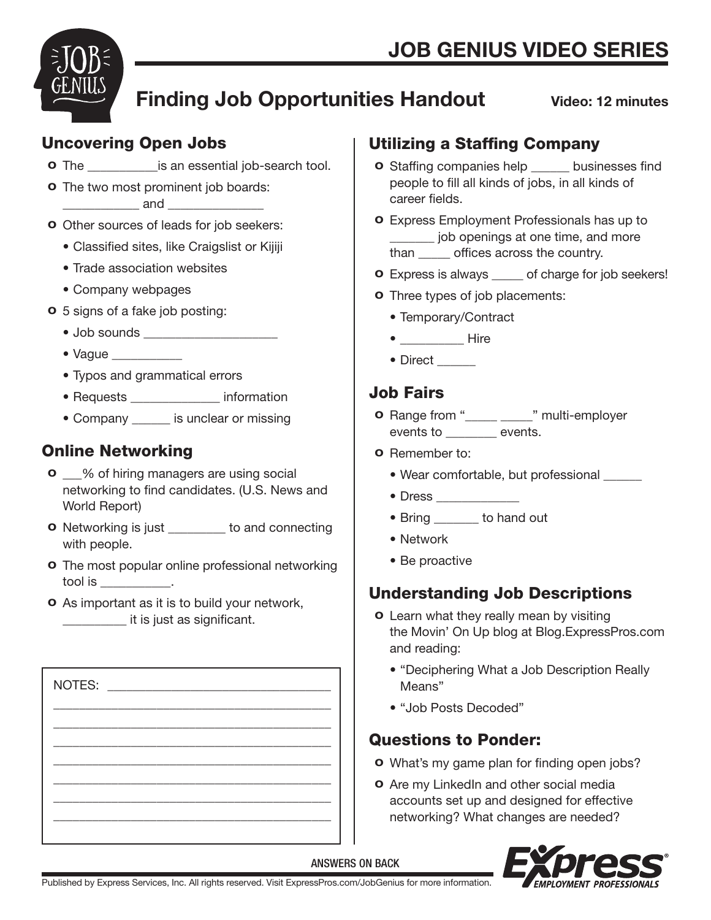# JOB GENIUS VIDEO SERIES

## Finding Job Opportunities Handout

**Video: 12 minutes**

### Uncovering Open Jobs

- The __________is an essential job-search tool.
- The two most prominent job boards: ___________ and ______________
- Other sources of leads for job seekers:
  - Classified sites, like Craigslist or Kijiji
  - Trade association websites
  - Company webpages
- 5 signs of a fake job posting:
  - Job sounds ___________________
  - Vague __________
  - Typos and grammatical errors
  - Requests _____________ information
  - Company ______ is unclear or missing

### Online Networking

- ___% of hiring managers are using social networking to find candidates. (U.S. News and World Report)
- Networking is just ________ to and connecting with people.
- The most popular online professional networking tool is __________.
- As important as it is to build your network, _________ it is just as significant.

NOTES: ________________________________

________________________________________

________________________________________

________________________________________

________________________________________

________________________________________

________________________________________

________________________________________

### Utilizing a Staffing Company

- Staffing companies help ______ businesses find people to fill all kinds of jobs, in all kinds of career fields.
- Express Employment Professionals has up to _______ job openings at one time, and more than _____ offices across the country.
- Express is always _____ of charge for job seekers!
- Three types of job placements:
  - Temporary/Contract
  - _________ Hire
  - Direct ______

### Job Fairs

- Range from "_____ _____" multi-employer events to ________ events.
- Remember to:
  - Wear comfortable, but professional ______
  - Dress ____________
  - Bring _______ to hand out
  - Network
  - Be proactive

### Understanding Job Descriptions

- Learn what they really mean by visiting the Movin' On Up blog at Blog.ExpressPros.com and reading:
  - "Deciphering What a Job Description Really Means"
  - "Job Posts Decoded"

### Questions to Ponder:

- What's my game plan for finding open jobs?
- Are my LinkedIn and other social media accounts set up and designed for effective networking? What changes are needed?

ANSWERS ON BACK

Published by Express Services, Inc. All rights reserved. Visit ExpressPros.com/JobGenius for more information.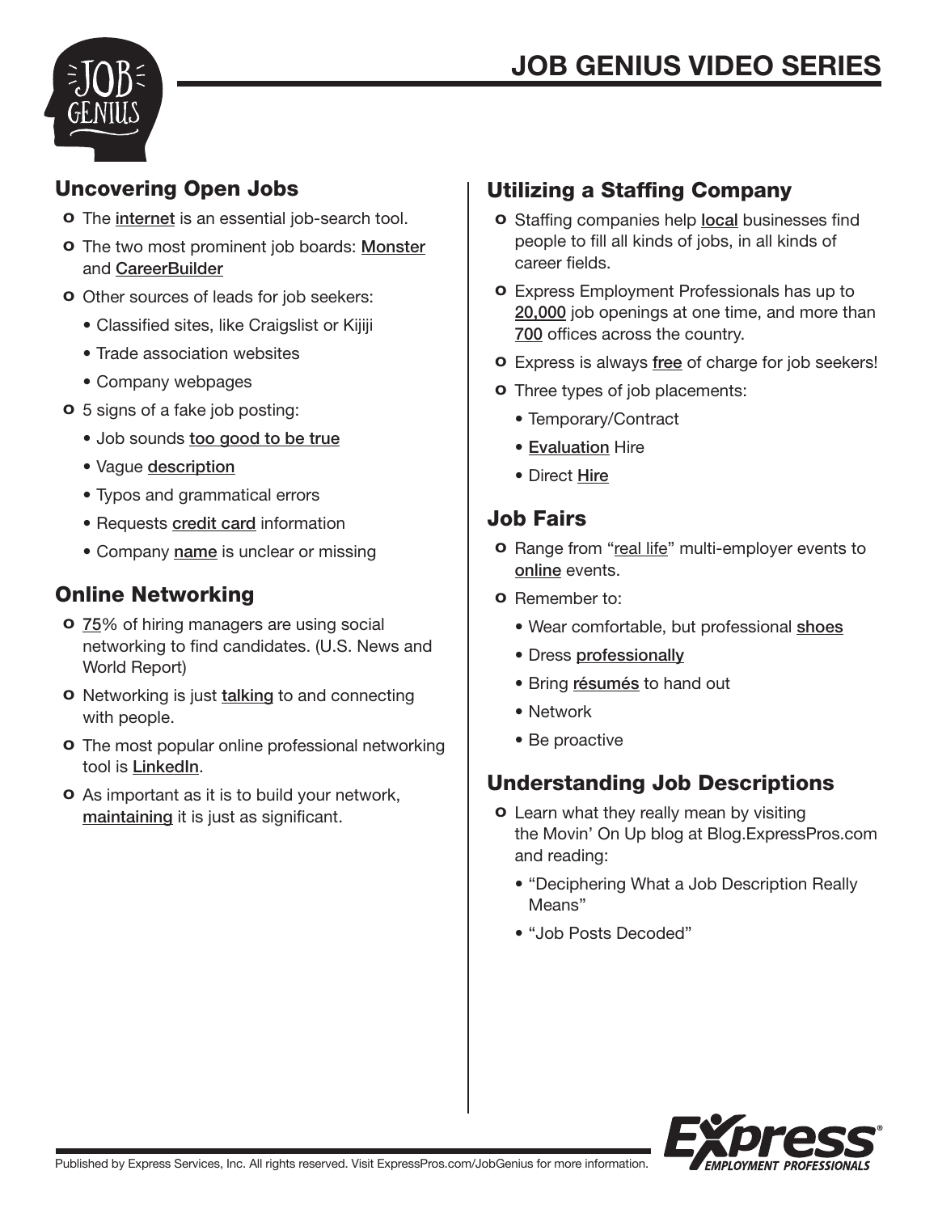# JOB GENIUS VIDEO SERIES

## Uncovering Open Jobs

- The internet is an essential job-search tool.
- The two most prominent job boards: Monster and CareerBuilder
- Other sources of leads for job seekers:
  - Classified sites, like Craigslist or Kijiji
  - Trade association websites
  - Company webpages
- 5 signs of a fake job posting:
  - Job sounds too good to be true
  - Vague description
  - Typos and grammatical errors
  - Requests credit card information
  - Company name is unclear or missing

## Online Networking

- 75% of hiring managers are using social networking to find candidates. (U.S. News and World Report)
- Networking is just talking to and connecting with people.
- The most popular online professional networking tool is LinkedIn.
- As important as it is to build your network, maintaining it is just as significant.

## Utilizing a Staffing Company

- Staffing companies help local businesses find people to fill all kinds of jobs, in all kinds of career fields.
- Express Employment Professionals has up to 20,000 job openings at one time, and more than 700 offices across the country.
- Express is always free of charge for job seekers!
- Three types of job placements:
  - Temporary/Contract
  - Evaluation Hire
  - Direct Hire

## Job Fairs

- Range from "real life" multi-employer events to online events.
- Remember to:
  - Wear comfortable, but professional shoes
  - Dress professionally
  - Bring résumés to hand out
  - Network
  - Be proactive

## Understanding Job Descriptions

- Learn what they really mean by visiting the Movin' On Up blog at Blog.ExpressPros.com and reading:
  - "Deciphering What a Job Description Really Means"
  - "Job Posts Decoded"

Published by Express Services, Inc. All rights reserved. Visit ExpressPros.com/JobGenius for more information.